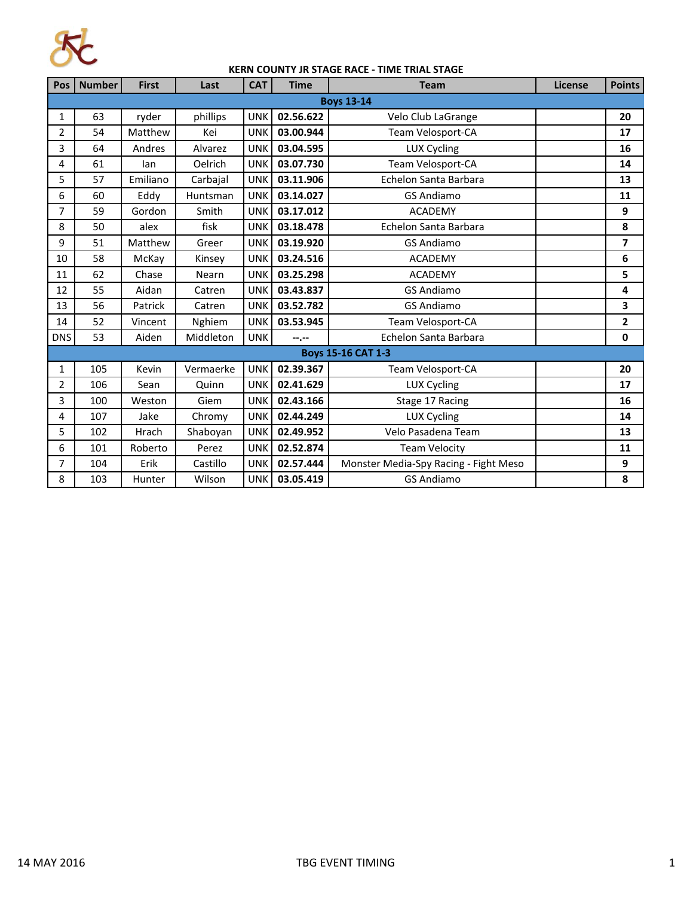## KERN COUNTY JR STAGE RACE - TIME TRIAL STAGE

| Pos | Number | First | Last | CAT | Time | Team | License | Points |
|---|---|---|---|---|---|---|---|---|
| **Boys 13-14** | | | | | | | | |
| 1 | 63 | ryder | phillips | UNK | **02.56.622** | Velo Club LaGrange | | **20** |
| 2 | 54 | Matthew | Kei | UNK | **03.00.944** | Team Velosport-CA | | **17** |
| 3 | 64 | Andres | Alvarez | UNK | **03.04.595** | LUX Cycling | | **16** |
| 4 | 61 | Ian | Oelrich | UNK | **03.07.730** | Team Velosport-CA | | **14** |
| 5 | 57 | Emiliano | Carbajal | UNK | **03.11.906** | Echelon Santa Barbara | | **13** |
| 6 | 60 | Eddy | Huntsman | UNK | **03.14.027** | GS Andiamo | | **11** |
| 7 | 59 | Gordon | Smith | UNK | **03.17.012** | ACADEMY | | **9** |
| 8 | 50 | alex | fisk | UNK | **03.18.478** | Echelon Santa Barbara | | **8** |
| 9 | 51 | Matthew | Greer | UNK | **03.19.920** | GS Andiamo | | **7** |
| 10 | 58 | McKay | Kinsey | UNK | **03.24.516** | ACADEMY | | **6** |
| 11 | 62 | Chase | Nearn | UNK | **03.25.298** | ACADEMY | | **5** |
| 12 | 55 | Aidan | Catren | UNK | **03.43.837** | GS Andiamo | | **4** |
| 13 | 56 | Patrick | Catren | UNK | **03.52.782** | GS Andiamo | | **3** |
| 14 | 52 | Vincent | Nghiem | UNK | **03.53.945** | Team Velosport-CA | | **2** |
| DNS | 53 | Aiden | Middleton | UNK | **--.--** | Echelon Santa Barbara | | **0** |
| **Boys 15-16 CAT 1-3** | | | | | | | | |
| 1 | 105 | Kevin | Vermaerke | UNK | **02.39.367** | Team Velosport-CA | | **20** |
| 2 | 106 | Sean | Quinn | UNK | **02.41.629** | LUX Cycling | | **17** |
| 3 | 100 | Weston | Giem | UNK | **02.43.166** | Stage 17 Racing | | **16** |
| 4 | 107 | Jake | Chromy | UNK | **02.44.249** | LUX Cycling | | **14** |
| 5 | 102 | Hrach | Shaboyan | UNK | **02.49.952** | Velo Pasadena Team | | **13** |
| 6 | 101 | Roberto | Perez | UNK | **02.52.874** | Team Velocity | | **11** |
| 7 | 104 | Erik | Castillo | UNK | **02.57.444** | Monster Media-Spy Racing - Fight Meso | | **9** |
| 8 | 103 | Hunter | Wilson | UNK | **03.05.419** | GS Andiamo | | **8** |

14 MAY 2016 TBG EVENT TIMING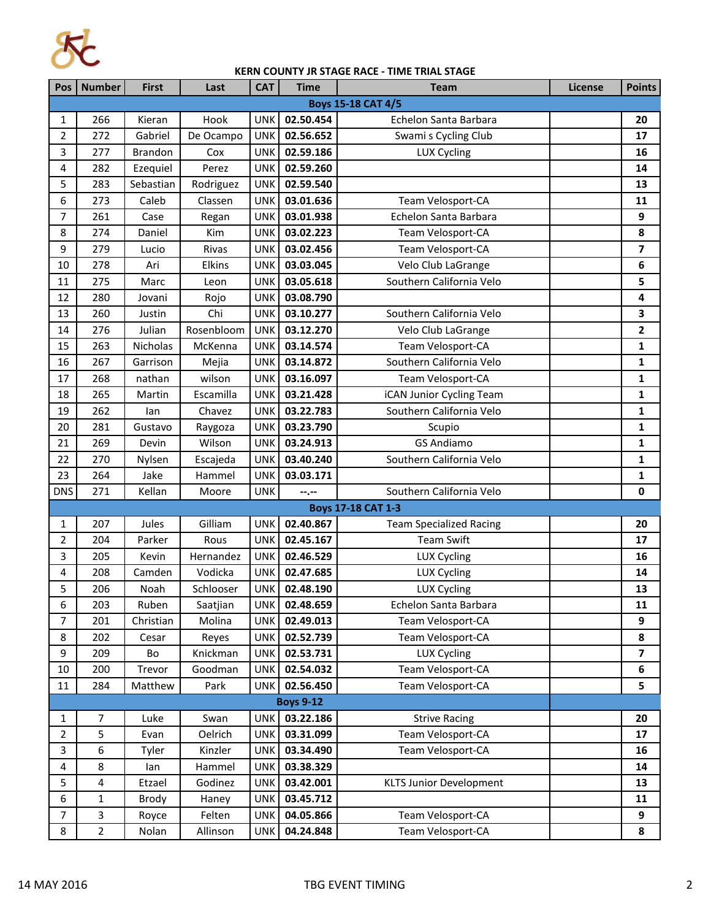**KERN COUNTY JR STAGE RACE - TIME TRIAL STAGE**

| Pos | Number | First | Last | CAT | Time | Team | License | Points |
|---|---|---|---|---|---|---|---|---|
| | | | | | **Boys 15-18 CAT 4/5** | | | |
| 1 | 266 | Kieran | Hook | UNK | 02.50.454 | Echelon Santa Barbara | | 20 |
| 2 | 272 | Gabriel | De Ocampo | UNK | 02.56.652 | Swami s Cycling Club | | 17 |
| 3 | 277 | Brandon | Cox | UNK | 02.59.186 | LUX Cycling | | 16 |
| 4 | 282 | Ezequiel | Perez | UNK | 02.59.260 | | | 14 |
| 5 | 283 | Sebastian | Rodriguez | UNK | 02.59.540 | | | 13 |
| 6 | 273 | Caleb | Classen | UNK | 03.01.636 | Team Velosport-CA | | 11 |
| 7 | 261 | Case | Regan | UNK | 03.01.938 | Echelon Santa Barbara | | 9 |
| 8 | 274 | Daniel | Kim | UNK | 03.02.223 | Team Velosport-CA | | 8 |
| 9 | 279 | Lucio | Rivas | UNK | 03.02.456 | Team Velosport-CA | | 7 |
| 10 | 278 | Ari | Elkins | UNK | 03.03.045 | Velo Club LaGrange | | 6 |
| 11 | 275 | Marc | Leon | UNK | 03.05.618 | Southern California Velo | | 5 |
| 12 | 280 | Jovani | Rojo | UNK | 03.08.790 | | | 4 |
| 13 | 260 | Justin | Chi | UNK | 03.10.277 | Southern California Velo | | 3 |
| 14 | 276 | Julian | Rosenbloom | UNK | 03.12.270 | Velo Club LaGrange | | 2 |
| 15 | 263 | Nicholas | McKenna | UNK | 03.14.574 | Team Velosport-CA | | 1 |
| 16 | 267 | Garrison | Mejia | UNK | 03.14.872 | Southern California Velo | | 1 |
| 17 | 268 | nathan | wilson | UNK | 03.16.097 | Team Velosport-CA | | 1 |
| 18 | 265 | Martin | Escamilla | UNK | 03.21.428 | iCAN Junior Cycling Team | | 1 |
| 19 | 262 | Ian | Chavez | UNK | 03.22.783 | Southern California Velo | | 1 |
| 20 | 281 | Gustavo | Raygoza | UNK | 03.23.790 | Scupio | | 1 |
| 21 | 269 | Devin | Wilson | UNK | 03.24.913 | GS Andiamo | | 1 |
| 22 | 270 | Nylsen | Escajeda | UNK | 03.40.240 | Southern California Velo | | 1 |
| 23 | 264 | Jake | Hammel | UNK | 03.03.171 | | | 1 |
| DNS | 271 | Kellan | Moore | UNK | --.-- | Southern California Velo | | 0 |
| | | | | | **Boys 17-18 CAT 1-3** | | | |
| 1 | 207 | Jules | Gilliam | UNK | 02.40.867 | Team Specialized Racing | | 20 |
| 2 | 204 | Parker | Rous | UNK | 02.45.167 | Team Swift | | 17 |
| 3 | 205 | Kevin | Hernandez | UNK | 02.46.529 | LUX Cycling | | 16 |
| 4 | 208 | Camden | Vodicka | UNK | 02.47.685 | LUX Cycling | | 14 |
| 5 | 206 | Noah | Schlooser | UNK | 02.48.190 | LUX Cycling | | 13 |
| 6 | 203 | Ruben | Saatjian | UNK | 02.48.659 | Echelon Santa Barbara | | 11 |
| 7 | 201 | Christian | Molina | UNK | 02.49.013 | Team Velosport-CA | | 9 |
| 8 | 202 | Cesar | Reyes | UNK | 02.52.739 | Team Velosport-CA | | 8 |
| 9 | 209 | Bo | Knickman | UNK | 02.53.731 | LUX Cycling | | 7 |
| 10 | 200 | Trevor | Goodman | UNK | 02.54.032 | Team Velosport-CA | | 6 |
| 11 | 284 | Matthew | Park | UNK | 02.56.450 | Team Velosport-CA | | 5 |
| | | | | | **Boys 9-12** | | | |
| 1 | 7 | Luke | Swan | UNK | 03.22.186 | Strive Racing | | 20 |
| 2 | 5 | Evan | Oelrich | UNK | 03.31.099 | Team Velosport-CA | | 17 |
| 3 | 6 | Tyler | Kinzler | UNK | 03.34.490 | Team Velosport-CA | | 16 |
| 4 | 8 | Ian | Hammel | UNK | 03.38.329 | | | 14 |
| 5 | 4 | Etzael | Godinez | UNK | 03.42.001 | KLTS Junior Development | | 13 |
| 6 | 1 | Brody | Haney | UNK | 03.45.712 | | | 11 |
| 7 | 3 | Royce | Felten | UNK | 04.05.866 | Team Velosport-CA | | 9 |
| 8 | 2 | Nolan | Allinson | UNK | 04.24.848 | Team Velosport-CA | | 8 |

14 MAY 2016 TBG EVENT TIMING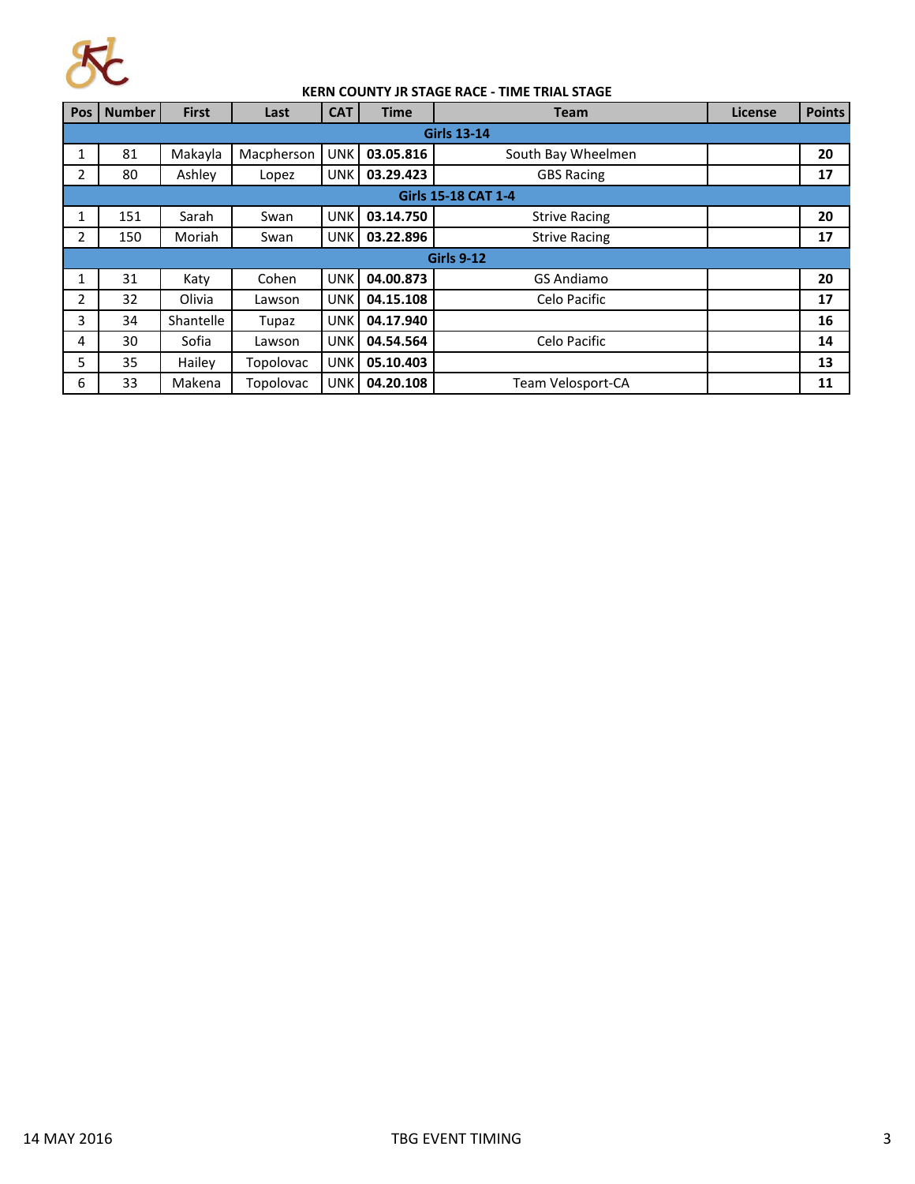**KERN COUNTY JR STAGE RACE - TIME TRIAL STAGE**

| Pos | Number | First | Last | CAT | Time | Team | License | Points |
|---|---|---|---|---|---|---|---|---|
| **Girls 13-14** | | | | | | | | |
| 1 | 81 | Makayla | Macpherson | UNK | **03.05.816** | South Bay Wheelmen | | **20** |
| 2 | 80 | Ashley | Lopez | UNK | **03.29.423** | GBS Racing | | **17** |
| **Girls 15-18 CAT 1-4** | | | | | | | | |
| 1 | 151 | Sarah | Swan | UNK | **03.14.750** | Strive Racing | | **20** |
| 2 | 150 | Moriah | Swan | UNK | **03.22.896** | Strive Racing | | **17** |
| **Girls 9-12** | | | | | | | | |
| 1 | 31 | Katy | Cohen | UNK | **04.00.873** | GS Andiamo | | **20** |
| 2 | 32 | Olivia | Lawson | UNK | **04.15.108** | Celo Pacific | | **17** |
| 3 | 34 | Shantelle | Tupaz | UNK | **04.17.940** | | | **16** |
| 4 | 30 | Sofia | Lawson | UNK | **04.54.564** | Celo Pacific | | **14** |
| 5 | 35 | Hailey | Topolovac | UNK | **05.10.403** | | | **13** |
| 6 | 33 | Makena | Topolovac | UNK | **04.20.108** | Team Velosport-CA | | **11** |

14 MAY 2016 TBG EVENT TIMING